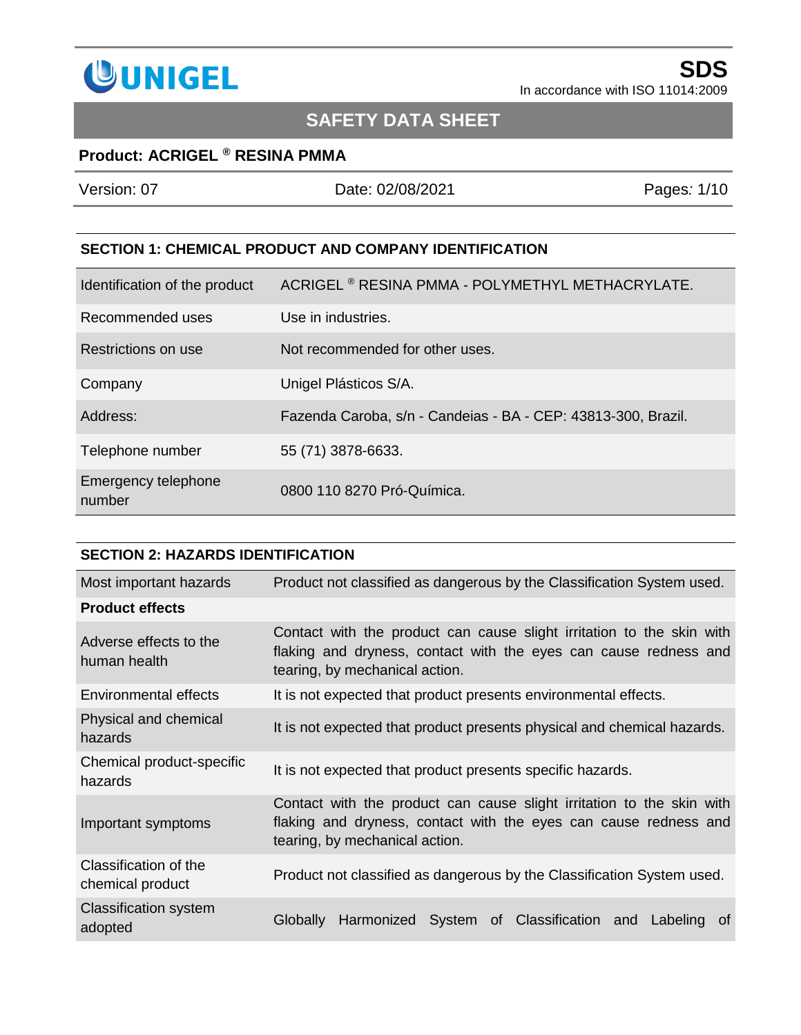UNIGEL

**SDS**
In accordance with ISO 11014:2009

# SAFETY DATA SHEET

**Product: ACRIGEL ® RESINA PMMA**

| Version: 07 | Date: 02/08/2021 |
|---|---|

## SECTION 1: CHEMICAL PRODUCT AND COMPANY IDENTIFICATION

| | |
|---|---|
| Identification of the product | ACRIGEL ® RESINA PMMA - POLYMETHYL METHACRYLATE. |
| Recommended uses | Use in industries. |
| Restrictions on use | Not recommended for other uses. |
| Company | Unigel Plásticos S/A. |
| Address: | Fazenda Caroba, s/n - Candeias - BA - CEP: 43813-300, Brazil. |
| Telephone number | 55 (71) 3878-6633. |
| Emergency telephone number | 0800 110 8270 Pró-Química. |

## SECTION 2: HAZARDS IDENTIFICATION

| | |
|---|---|
| Most important hazards | Product not classified as dangerous by the Classification System used. |
| **Product effects** | |
| Adverse effects to the human health | Contact with the product can cause slight irritation to the skin with flaking and dryness, contact with the eyes can cause redness and tearing, by mechanical action. |
| Environmental effects | It is not expected that product presents environmental effects. |
| Physical and chemical hazards | It is not expected that product presents physical and chemical hazards. |
| Chemical product-specific hazards | It is not expected that product presents specific hazards. |
| Important symptoms | Contact with the product can cause slight irritation to the skin with flaking and dryness, contact with the eyes can cause redness and tearing, by mechanical action. |
| Classification of the chemical product | Product not classified as dangerous by the Classification System used. |
| Classification system adopted | Globally Harmonized System of Classification and Labeling of |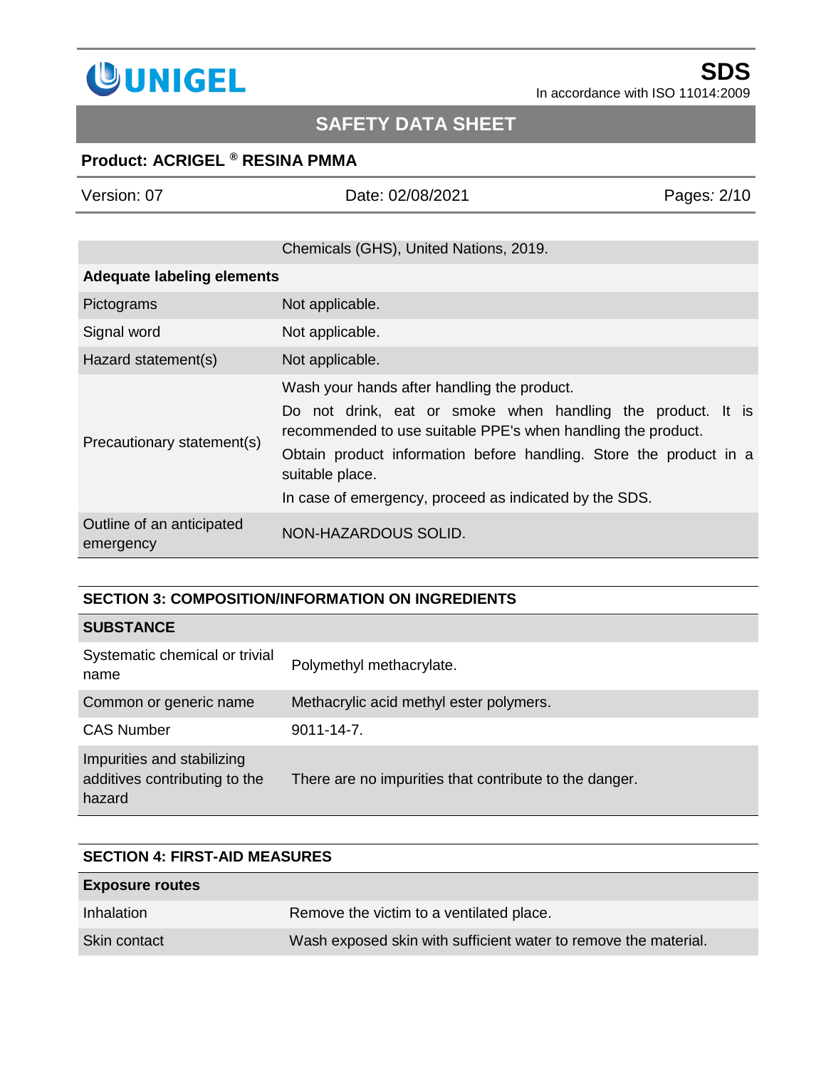| | |
|---|---|
| | Chemicals (GHS), United Nations, 2019. |
| **Adequate labeling elements** | |
| Pictograms | Not applicable. |
| Signal word | Not applicable. |
| Hazard statement(s) | Not applicable. |
| Precautionary statement(s) | Wash your hands after handling the product.<br>Do not drink, eat or smoke when handling the product. It is recommended to use suitable PPE's when handling the product.<br>Obtain product information before handling. Store the product in a suitable place.<br>In case of emergency, proceed as indicated by the SDS. |
| Outline of an anticipated emergency | NON-HAZARDOUS SOLID. |

## SECTION 3: COMPOSITION/INFORMATION ON INGREDIENTS

| **SUBSTANCE** | |
|---|---|
| Systematic chemical or trivial name | Polymethyl methacrylate. |
| Common or generic name | Methacrylic acid methyl ester polymers. |
| CAS Number | 9011-14-7. |
| Impurities and stabilizing additives contributing to the hazard | There are no impurities that contribute to the danger. |

## SECTION 4: FIRST-AID MEASURES

| **Exposure routes** | |
|---|---|
| Inhalation | Remove the victim to a ventilated place. |
| Skin contact | Wash exposed skin with sufficient water to remove the material. |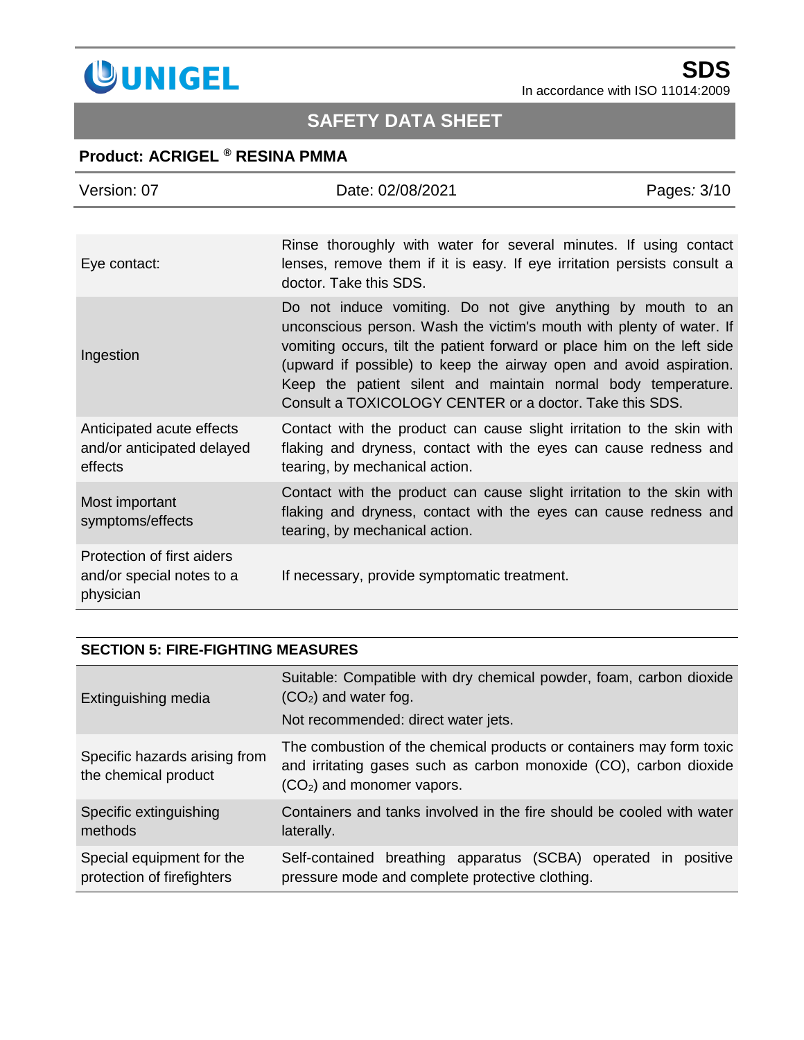| | |
|---|---|
| Eye contact: | Rinse thoroughly with water for several minutes. If using contact lenses, remove them if it is easy. If eye irritation persists consult a doctor. Take this SDS. |
| Ingestion | Do not induce vomiting. Do not give anything by mouth to an unconscious person. Wash the victim's mouth with plenty of water. If vomiting occurs, tilt the patient forward or place him on the left side (upward if possible) to keep the airway open and avoid aspiration. Keep the patient silent and maintain normal body temperature. Consult a TOXICOLOGY CENTER or a doctor. Take this SDS. |
| Anticipated acute effects and/or anticipated delayed effects | Contact with the product can cause slight irritation to the skin with flaking and dryness, contact with the eyes can cause redness and tearing, by mechanical action. |
| Most important symptoms/effects | Contact with the product can cause slight irritation to the skin with flaking and dryness, contact with the eyes can cause redness and tearing, by mechanical action. |
| Protection of first aiders and/or special notes to a physician | If necessary, provide symptomatic treatment. |

## SECTION 5: FIRE-FIGHTING MEASURES

| | |
|---|---|
| Extinguishing media | Suitable: Compatible with dry chemical powder, foam, carbon dioxide ($CO_2$) and water fog.<br>Not recommended: direct water jets. |
| Specific hazards arising from the chemical product | The combustion of the chemical products or containers may form toxic and irritating gases such as carbon monoxide (CO), carbon dioxide ($CO_2$) and monomer vapors. |
| Specific extinguishing methods | Containers and tanks involved in the fire should be cooled with water laterally. |
| Special equipment for the protection of firefighters | Self-contained breathing apparatus (SCBA) operated in positive pressure mode and complete protective clothing. |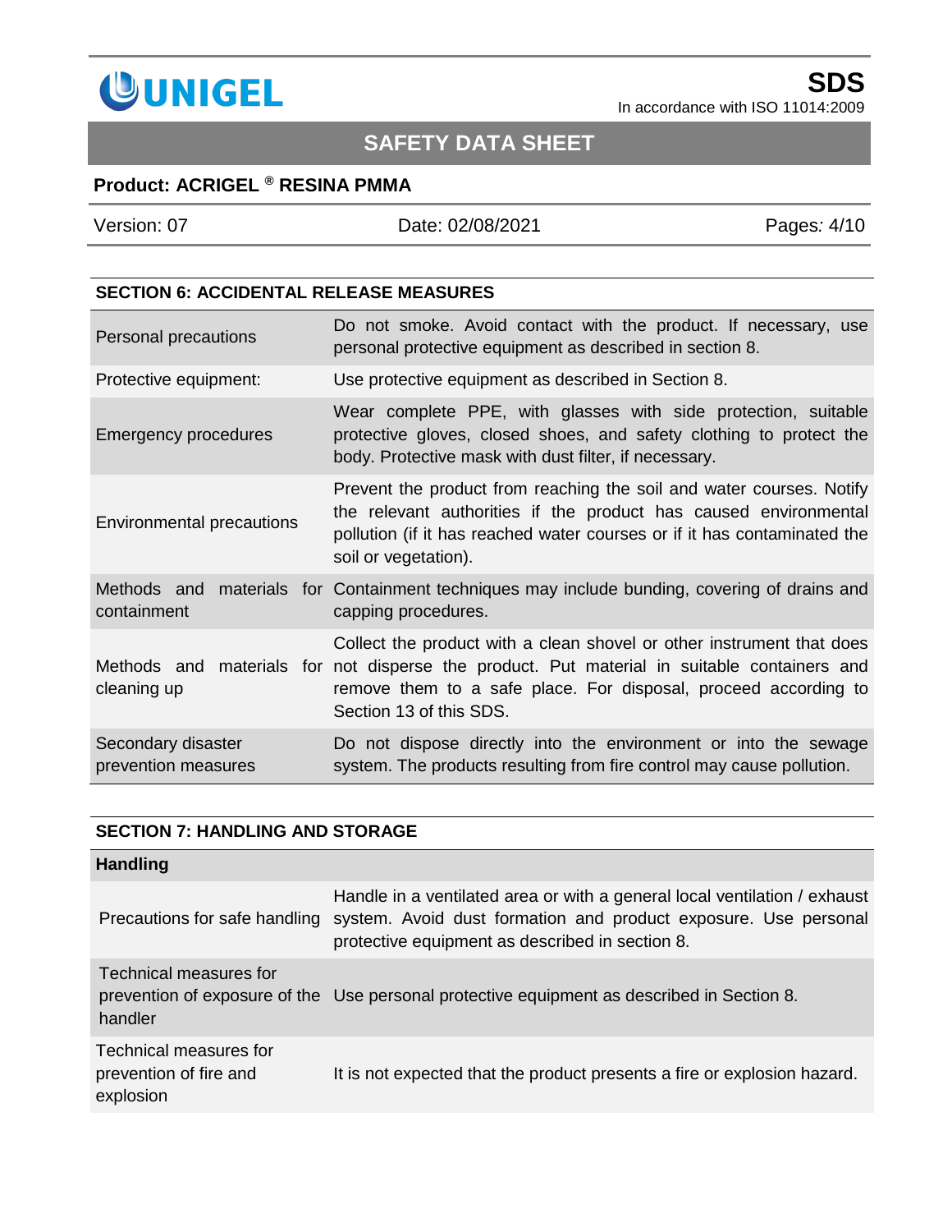## SECTION 6: ACCIDENTAL RELEASE MEASURES

| | |
|---|---|
| Personal precautions | Do not smoke. Avoid contact with the product. If necessary, use personal protective equipment as described in section 8. |
| Protective equipment: | Use protective equipment as described in Section 8. |
| Emergency procedures | Wear complete PPE, with glasses with side protection, suitable protective gloves, closed shoes, and safety clothing to protect the body. Protective mask with dust filter, if necessary. |
| Environmental precautions | Prevent the product from reaching the soil and water courses. Notify the relevant authorities if the product has caused environmental pollution (if it has reached water courses or if it has contaminated the soil or vegetation). |
| Methods and materials for containment | Containment techniques may include bunding, covering of drains and capping procedures. |
| Methods and materials for cleaning up | Collect the product with a clean shovel or other instrument that does not disperse the product. Put material in suitable containers and remove them to a safe place. For disposal, proceed according to Section 13 of this SDS. |
| Secondary disaster prevention measures | Do not dispose directly into the environment or into the sewage system. The products resulting from fire control may cause pollution. |

## SECTION 7: HANDLING AND STORAGE

| **Handling** | |
|---|---|
| Precautions for safe handling | Handle in a ventilated area or with a general local ventilation / exhaust system. Avoid dust formation and product exposure. Use personal protective equipment as described in section 8. |
| Technical measures for prevention of exposure of the handler | Use personal protective equipment as described in Section 8. |
| Technical measures for prevention of fire and explosion | It is not expected that the product presents a fire or explosion hazard. |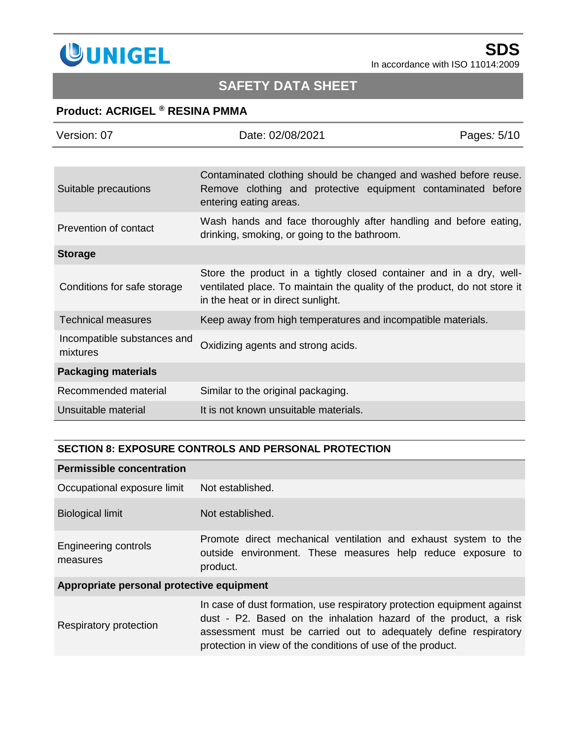| | |
|---|---|
| Suitable precautions | Contaminated clothing should be changed and washed before reuse. Remove clothing and protective equipment contaminated before entering eating areas. |
| Prevention of contact | Wash hands and face thoroughly after handling and before eating, drinking, smoking, or going to the bathroom. |
| **Storage** | |
| Conditions for safe storage | Store the product in a tightly closed container and in a dry, well-ventilated place. To maintain the quality of the product, do not store it in the heat or in direct sunlight. |
| Technical measures | Keep away from high temperatures and incompatible materials. |
| Incompatible substances and mixtures | Oxidizing agents and strong acids. |
| **Packaging materials** | |
| Recommended material | Similar to the original packaging. |
| Unsuitable material | It is not known unsuitable materials. |

## SECTION 8: EXPOSURE CONTROLS AND PERSONAL PROTECTION

| | |
|---|---|
| **Permissible concentration** | |
| Occupational exposure limit | Not established. |
| Biological limit | Not established. |
| Engineering controls measures | Promote direct mechanical ventilation and exhaust system to the outside environment. These measures help reduce exposure to product. |
| **Appropriate personal protective equipment** | |
| Respiratory protection | In case of dust formation, use respiratory protection equipment against dust - P2. Based on the inhalation hazard of the product, a risk assessment must be carried out to adequately define respiratory protection in view of the conditions of use of the product. |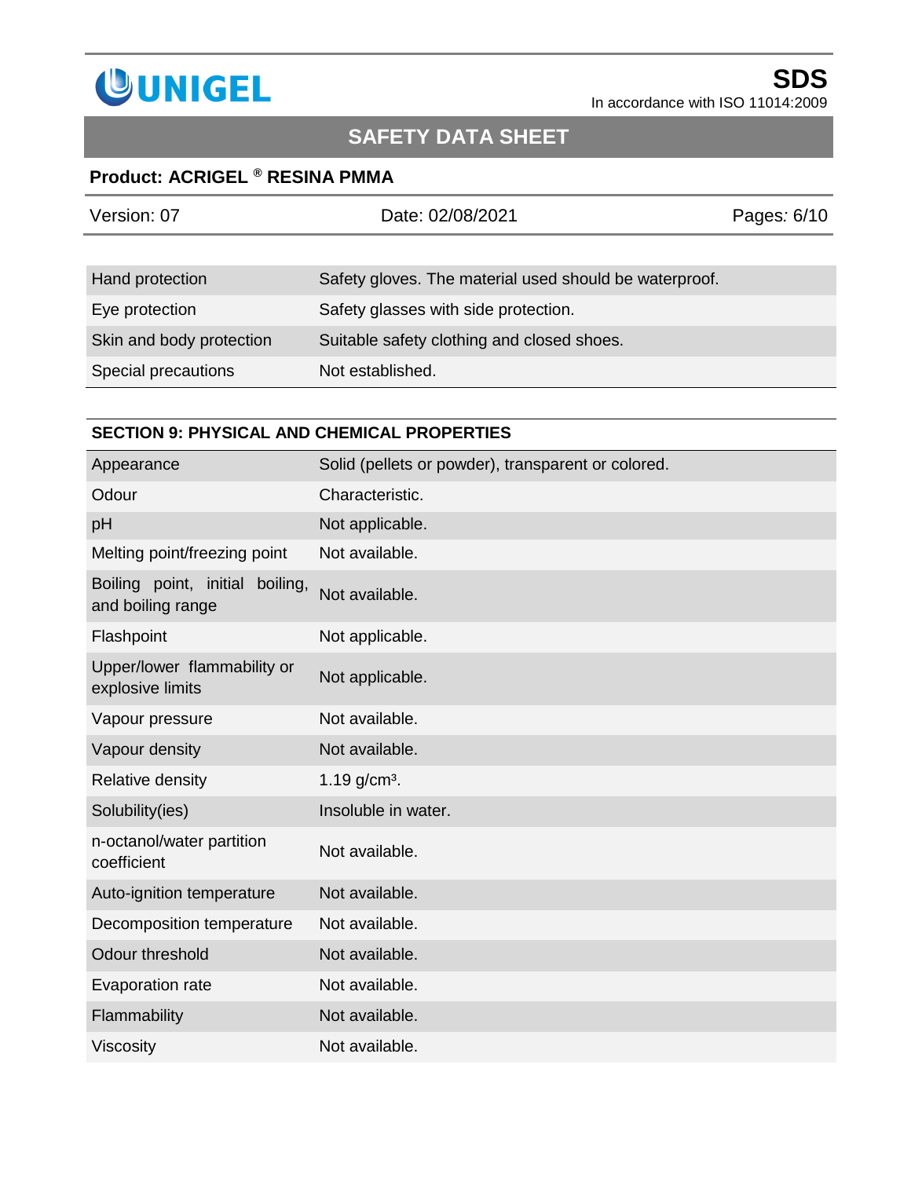| | |
|---|---|
| Hand protection | Safety gloves. The material used should be waterproof. |
| Eye protection | Safety glasses with side protection. |
| Skin and body protection | Suitable safety clothing and closed shoes. |
| Special precautions | Not established. |

## SECTION 9: PHYSICAL AND CHEMICAL PROPERTIES

| | |
|---|---|
| Appearance | Solid (pellets or powder), transparent or colored. |
| Odour | Characteristic. |
| pH | Not applicable. |
| Melting point/freezing point | Not available. |
| Boiling point, initial boiling, and boiling range | Not available. |
| Flashpoint | Not applicable. |
| Upper/lower flammability or explosive limits | Not applicable. |
| Vapour pressure | Not available. |
| Vapour density | Not available. |
| Relative density | 1.19 g/cm³. |
| Solubility(ies) | Insoluble in water. |
| n-octanol/water partition coefficient | Not available. |
| Auto-ignition temperature | Not available. |
| Decomposition temperature | Not available. |
| Odour threshold | Not available. |
| Evaporation rate | Not available. |
| Flammability | Not available. |
| Viscosity | Not available. |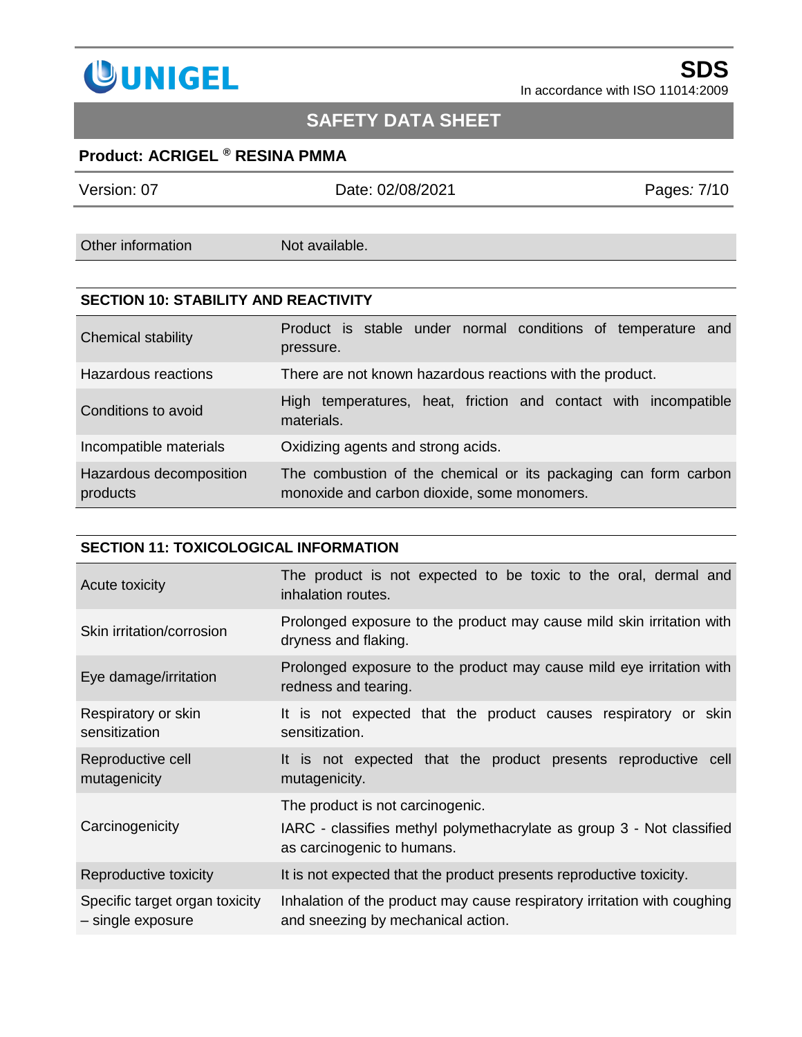| Other information | Not available. |
|---|---|

## SECTION 10: STABILITY AND REACTIVITY

| | |
|---|---|
| Chemical stability | Product is stable under normal conditions of temperature and pressure. |
| Hazardous reactions | There are not known hazardous reactions with the product. |
| Conditions to avoid | High temperatures, heat, friction and contact with incompatible materials. |
| Incompatible materials | Oxidizing agents and strong acids. |
| Hazardous decomposition products | The combustion of the chemical or its packaging can form carbon monoxide and carbon dioxide, some monomers. |

## SECTION 11: TOXICOLOGICAL INFORMATION

| | |
|---|---|
| Acute toxicity | The product is not expected to be toxic to the oral, dermal and inhalation routes. |
| Skin irritation/corrosion | Prolonged exposure to the product may cause mild skin irritation with dryness and flaking. |
| Eye damage/irritation | Prolonged exposure to the product may cause mild eye irritation with redness and tearing. |
| Respiratory or skin sensitization | It is not expected that the product causes respiratory or skin sensitization. |
| Reproductive cell mutagenicity | It is not expected that the product presents reproductive cell mutagenicity. |
| Carcinogenicity | The product is not carcinogenic.<br>IARC - classifies methyl polymethacrylate as group 3 - Not classified as carcinogenic to humans. |
| Reproductive toxicity | It is not expected that the product presents reproductive toxicity. |
| Specific target organ toxicity – single exposure | Inhalation of the product may cause respiratory irritation with coughing and sneezing by mechanical action. |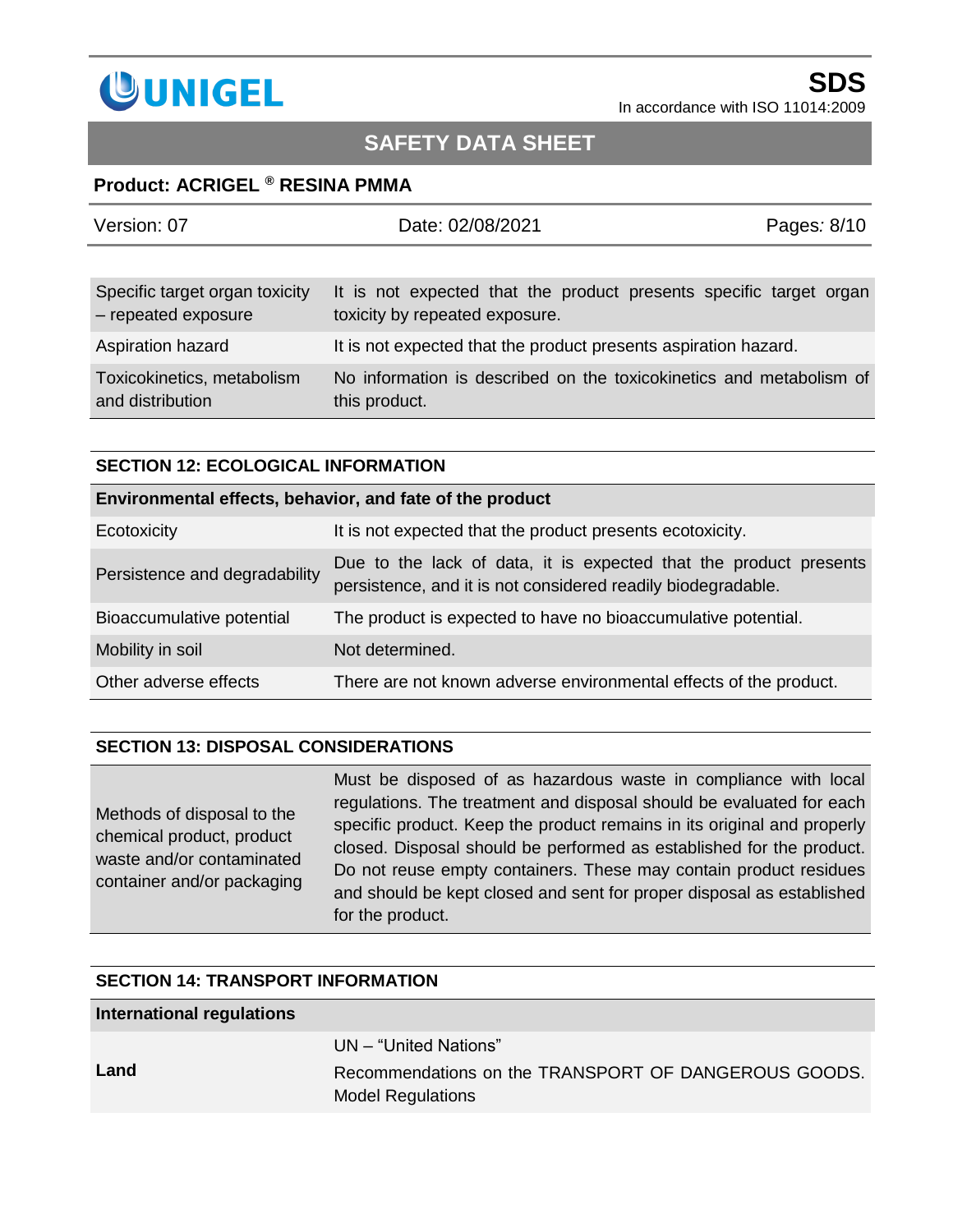| | |
|---|---|
| Specific target organ toxicity – repeated exposure | It is not expected that the product presents specific target organ toxicity by repeated exposure. |
| Aspiration hazard | It is not expected that the product presents aspiration hazard. |
| Toxicokinetics, metabolism and distribution | No information is described on the toxicokinetics and metabolism of this product. |

## SECTION 12: ECOLOGICAL INFORMATION

| **Environmental effects, behavior, and fate of the product** | |
|---|---|
| Ecotoxicity | It is not expected that the product presents ecotoxicity. |
| Persistence and degradability | Due to the lack of data, it is expected that the product presents persistence, and it is not considered readily biodegradable. |
| Bioaccumulative potential | The product is expected to have no bioaccumulative potential. |
| Mobility in soil | Not determined. |
| Other adverse effects | There are not known adverse environmental effects of the product. |

## SECTION 13: DISPOSAL CONSIDERATIONS

| | |
|---|---|
| Methods of disposal to the chemical product, product waste and/or contaminated container and/or packaging | Must be disposed of as hazardous waste in compliance with local regulations. The treatment and disposal should be evaluated for each specific product. Keep the product remains in its original and properly closed. Disposal should be performed as established for the product. Do not reuse empty containers. These may contain product residues and should be kept closed and sent for proper disposal as established for the product. |

## SECTION 14: TRANSPORT INFORMATION

| **International regulations** | |
|---|---|
| **Land** | UN – "United Nations"<br>Recommendations on the TRANSPORT OF DANGEROUS GOODS. Model Regulations |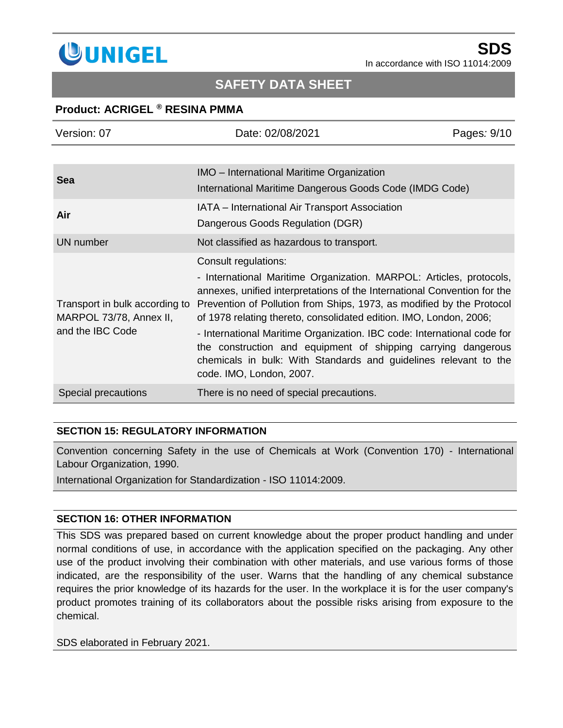| | |
|---|---|
| **Sea** | IMO – International Maritime Organization<br>International Maritime Dangerous Goods Code (IMDG Code) |
| **Air** | IATA – International Air Transport Association<br>Dangerous Goods Regulation (DGR) |
| UN number | Not classified as hazardous to transport. |
| Transport in bulk according to MARPOL 73/78, Annex II, and the IBC Code | Consult regulations:<br>- International Maritime Organization. MARPOL: Articles, protocols, annexes, unified interpretations of the International Convention for the Prevention of Pollution from Ships, 1973, as modified by the Protocol of 1978 relating thereto, consolidated edition. IMO, London, 2006;<br>- International Maritime Organization. IBC code: International code for the construction and equipment of shipping carrying dangerous chemicals in bulk: With Standards and guidelines relevant to the code. IMO, London, 2007. |
| Special precautions | There is no need of special precautions. |

## SECTION 15: REGULATORY INFORMATION

Convention concerning Safety in the use of Chemicals at Work (Convention 170) - International Labour Organization, 1990.

International Organization for Standardization - ISO 11014:2009.

## SECTION 16: OTHER INFORMATION

This SDS was prepared based on current knowledge about the proper product handling and under normal conditions of use, in accordance with the application specified on the packaging. Any other use of the product involving their combination with other materials, and use various forms of those indicated, are the responsibility of the user. Warns that the handling of any chemical substance requires the prior knowledge of its hazards for the user. In the workplace it is for the user company's product promotes training of its collaborators about the possible risks arising from exposure to the chemical.

SDS elaborated in February 2021.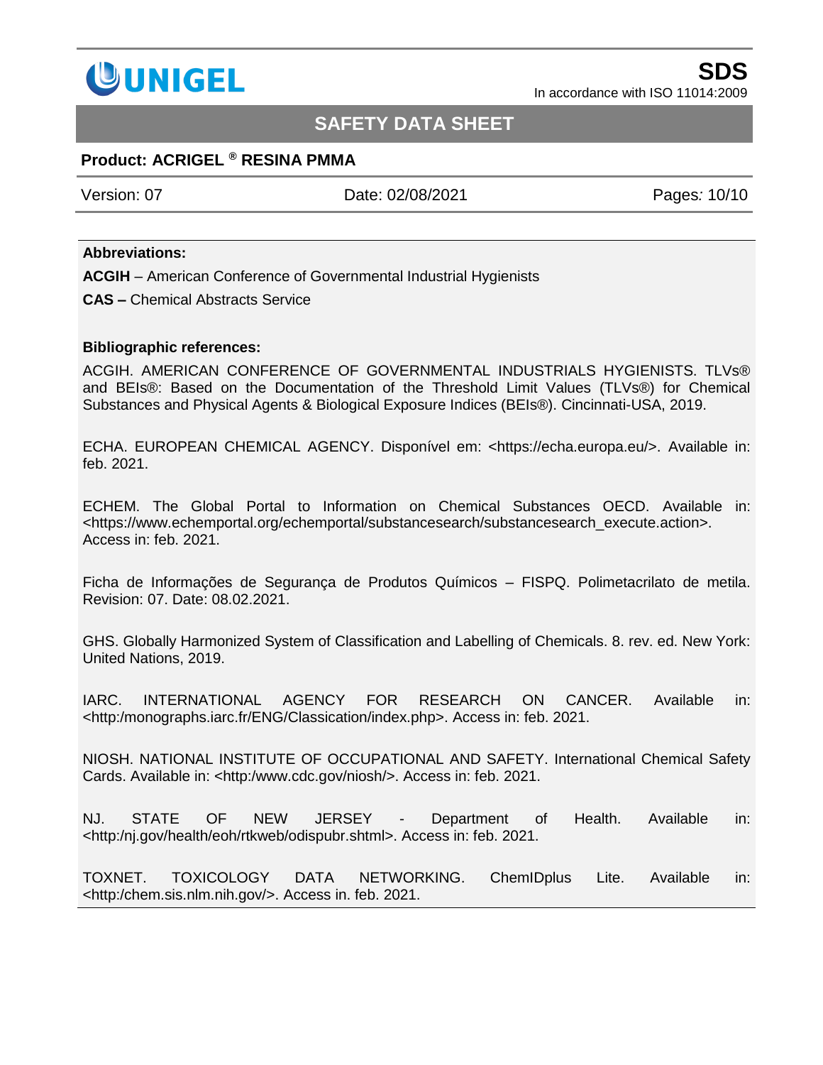**Abbreviations:**

**ACGIH** – American Conference of Governmental Industrial Hygienists

**CAS –** Chemical Abstracts Service

**Bibliographic references:**

ACGIH. AMERICAN CONFERENCE OF GOVERNMENTAL INDUSTRIALS HYGIENISTS. TLVs® and BEIs®: Based on the Documentation of the Threshold Limit Values (TLVs®) for Chemical Substances and Physical Agents & Biological Exposure Indices (BEIs®). Cincinnati-USA, 2019.

ECHA. EUROPEAN CHEMICAL AGENCY. Disponível em: <https://echa.europa.eu/>. Available in: feb. 2021.

ECHEM. The Global Portal to Information on Chemical Substances OECD. Available in: <https://www.echemportal.org/echemportal/substancesearch/substancesearch_execute.action>. Access in: feb. 2021.

Ficha de Informações de Segurança de Produtos Químicos – FISPQ. Polimetacrilato de metila. Revision: 07. Date: 08.02.2021.

GHS. Globally Harmonized System of Classification and Labelling of Chemicals. 8. rev. ed. New York: United Nations, 2019.

IARC. INTERNATIONAL AGENCY FOR RESEARCH ON CANCER. Available in: <http:/monographs.iarc.fr/ENG/Classication/index.php>. Access in: feb. 2021.

NIOSH. NATIONAL INSTITUTE OF OCCUPATIONAL AND SAFETY. International Chemical Safety Cards. Available in: <http:/www.cdc.gov/niosh/>. Access in: feb. 2021.

NJ. STATE OF NEW JERSEY - Department of Health. Available in: <http:/nj.gov/health/eoh/rtkweb/odispubr.shtml>. Access in: feb. 2021.

TOXNET. TOXICOLOGY DATA NETWORKING. ChemIDplus Lite. Available in: <http:/chem.sis.nlm.nih.gov/>. Access in. feb. 2021.